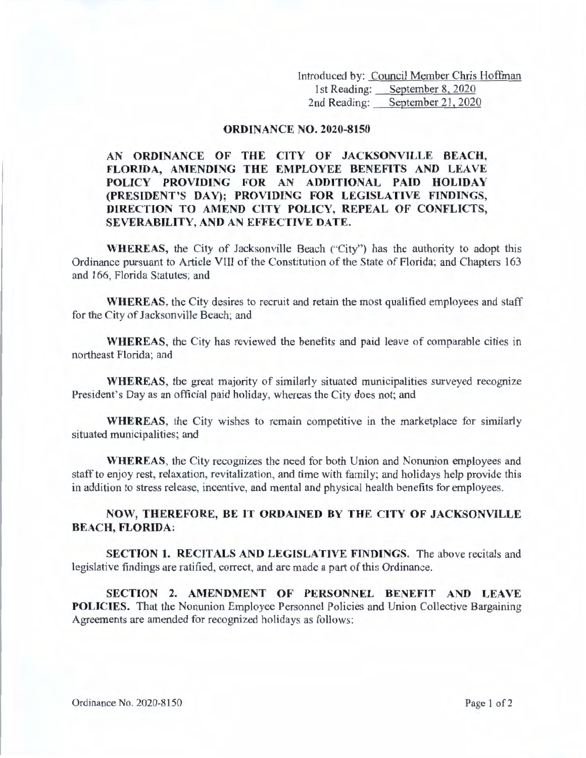Introduced by: Council Member Chris Hoffman
1st Reading: September 8, 2020
2nd Reading: September 21, 2020

# ORDINANCE NO. 2020-8150

**AN ORDINANCE OF THE CITY OF JACKSONVILLE BEACH, FLORIDA, AMENDING THE EMPLOYEE BENEFITS AND LEAVE POLICY PROVIDING FOR AN ADDITIONAL PAID HOLIDAY (PRESIDENT'S DAY); PROVIDING FOR LEGISLATIVE FINDINGS, DIRECTION TO AMEND CITY POLICY, REPEAL OF CONFLICTS, SEVERABILITY, AND AN EFFECTIVE DATE.**

**WHEREAS,** the City of Jacksonville Beach ("City") has the authority to adopt this Ordinance pursuant to Article VIII of the Constitution of the State of Florida; and Chapters 163 and 166, Florida Statutes; and

**WHEREAS,** the City desires to recruit and retain the most qualified employees and staff for the City of Jacksonville Beach; and

**WHEREAS,** the City has reviewed the benefits and paid leave of comparable cities in northeast Florida; and

**WHEREAS,** the great majority of similarly situated municipalities surveyed recognize President's Day as an official paid holiday, whereas the City does not; and

**WHEREAS,** the City wishes to remain competitive in the marketplace for similarly situated municipalities; and

**WHEREAS,** the City recognizes the need for both Union and Nonunion employees and staff to enjoy rest, relaxation, revitalization, and time with family; and holidays help provide this in addition to stress release, incentive, and mental and physical health benefits for employees.

**NOW, THEREFORE, BE IT ORDAINED BY THE CITY OF JACKSONVILLE BEACH, FLORIDA:**

**SECTION 1. RECITALS AND LEGISLATIVE FINDINGS.** The above recitals and legislative findings are ratified, correct, and are made a part of this Ordinance.

**SECTION 2. AMENDMENT OF PERSONNEL BENEFIT AND LEAVE POLICIES.** That the Nonunion Employee Personnel Policies and Union Collective Bargaining Agreements are amended for recognized holidays as follows: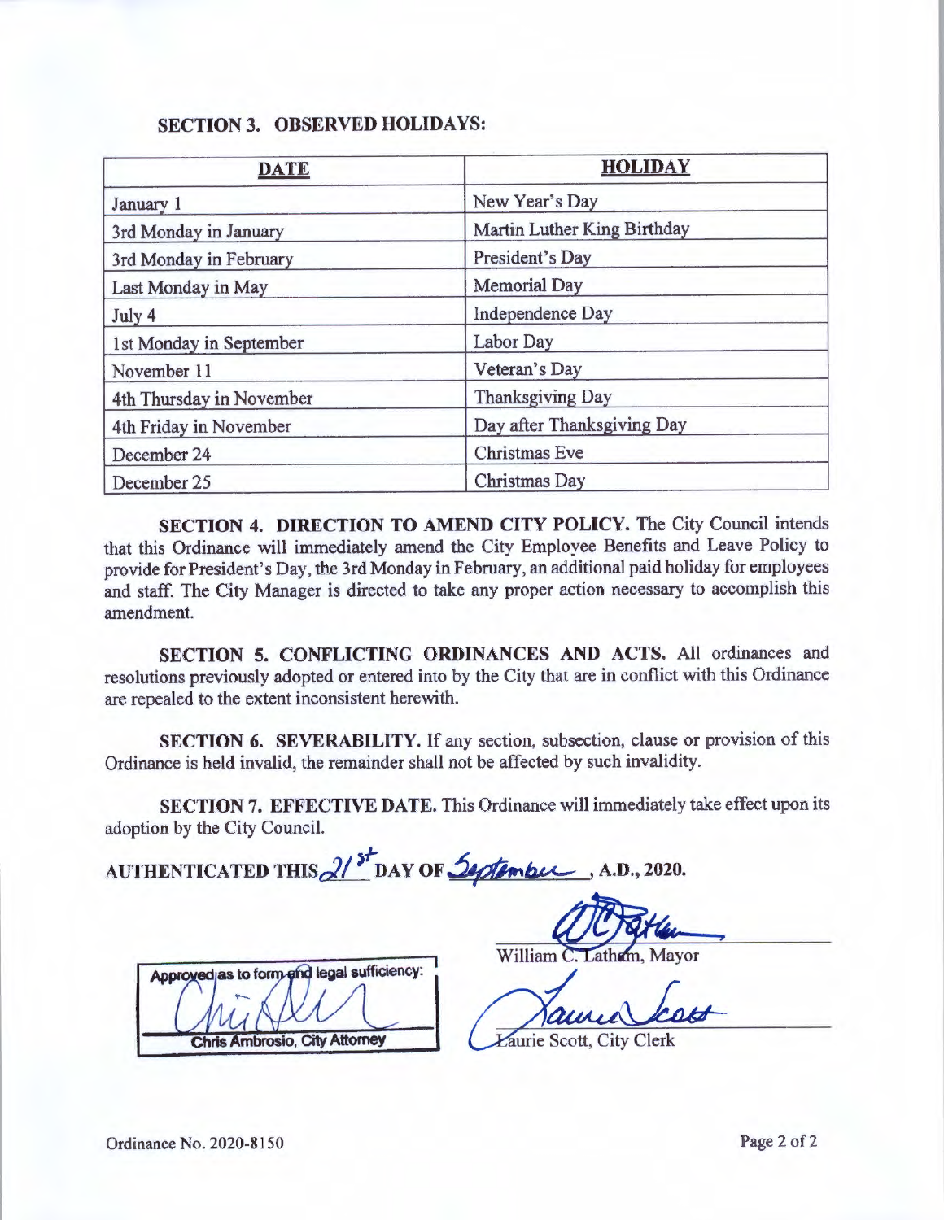### SECTION 3. OBSERVED HOLIDAYS:

| DATE | HOLIDAY |
|---|---|
| January 1 | New Year's Day |
| 3rd Monday in January | Martin Luther King Birthday |
| 3rd Monday in February | President's Day |
| Last Monday in May | Memorial Day |
| July 4 | Independence Day |
| 1st Monday in September | Labor Day |
| November 11 | Veteran's Day |
| 4th Thursday in November | Thanksgiving Day |
| 4th Friday in November | Day after Thanksgiving Day |
| December 24 | Christmas Eve |
| December 25 | Christmas Day |

**SECTION 4. DIRECTION TO AMEND CITY POLICY.** The City Council intends that this Ordinance will immediately amend the City Employee Benefits and Leave Policy to provide for President's Day, the 3rd Monday in February, an additional paid holiday for employees and staff. The City Manager is directed to take any proper action necessary to accomplish this amendment.

**SECTION 5. CONFLICTING ORDINANCES AND ACTS.** All ordinances and resolutions previously adopted or entered into by the City that are in conflict with this Ordinance are repealed to the extent inconsistent herewith.

**SECTION 6. SEVERABILITY.** If any section, subsection, clause or provision of this Ordinance is held invalid, the remainder shall not be affected by such invalidity.

**SECTION 7. EFFECTIVE DATE.** This Ordinance will immediately take effect upon its adoption by the City Council.

**AUTHENTICATED THIS 21st DAY OF September, A.D., 2020.**

William C. Latham, Mayor

Laurie Scott, City Clerk

Approved as to form and legal sufficiency:

Chris Ambrosio, City Attorney

Ordinance No. 2020-8150